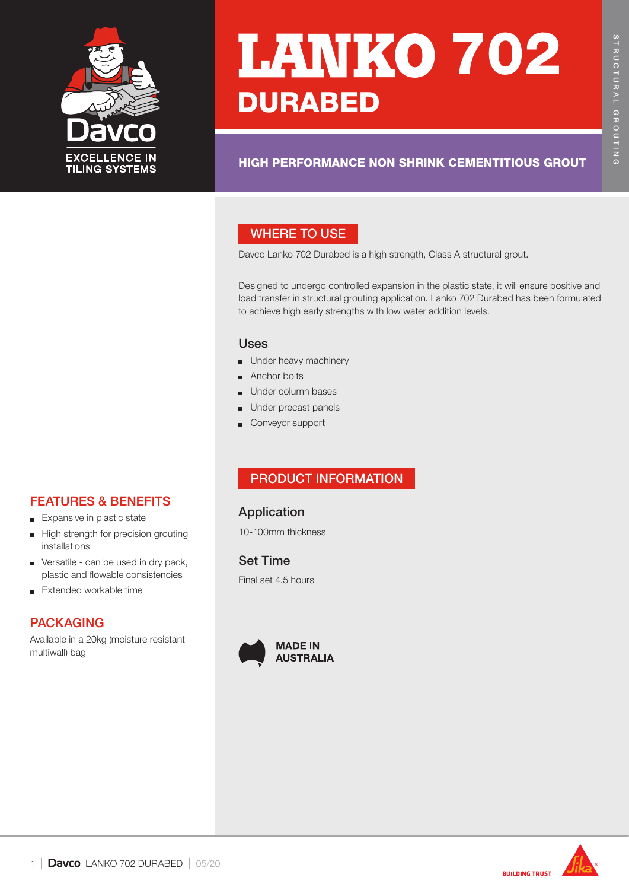Davco

EXCELLENCE IN TILING SYSTEMS

# LANKO 702 DURABED

## HIGH PERFORMANCE NON SHRINK CEMENTITIOUS GROUT

STRUCTURAL GROUTING

## WHERE TO USE

Davco Lanko 702 Durabed is a high strength, Class A structural grout.

Designed to undergo controlled expansion in the plastic state, it will ensure positive and load transfer in structural grouting application. Lanko 702 Durabed has been formulated to achieve high early strengths with low water addition levels.

### Uses

- Under heavy machinery
- Anchor bolts
- Under column bases
- Under precast panels
- Conveyor support

## FEATURES & BENEFITS

- Expansive in plastic state
- High strength for precision grouting installations
- Versatile - can be used in dry pack, plastic and flowable consistencies
- Extended workable time

## PACKAGING

Available in a 20kg (moisture resistant multiwall) bag

## PRODUCT INFORMATION

### Application

10-100mm thickness

### Set Time

Final set 4.5 hours

MADE IN AUSTRALIA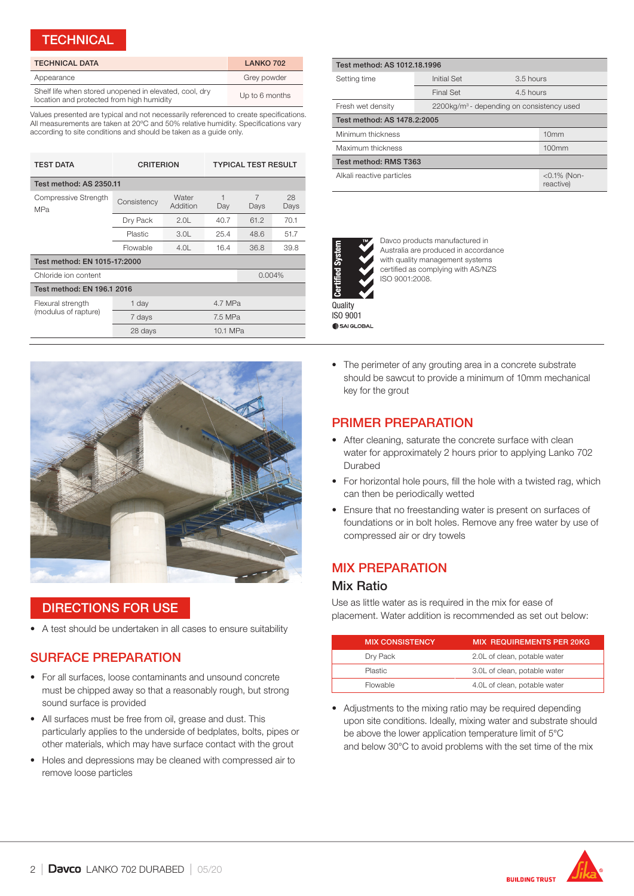## TECHNICAL

| TECHNICAL DATA | LANKO 702 |
|---|---|
| Appearance | Grey powder |
| Shelf life when stored unopened in elevated, cool, dry location and protected from high humidity | Up to 6 months |

Values presented are typical and not necessarily referenced to create specifications. All measurements are taken at 20°C and 50% relative humidity. Specifications vary according to site conditions and should be taken as a guide only.

| TEST DATA | CRITERION | | TYPICAL TEST RESULT | | |
|---|---|---|---|---|---|
| **Test method: AS 2350.11** | | | | | |
| Compressive Strength MPa | Consistency | Water Addition | 1 Day | 7 Days | 28 Days |
| | Dry Pack | 2.0L | 40.7 | 61.2 | 70.1 |
| | Plastic | 3.0L | 25.4 | 48.6 | 51.7 |
| | Flowable | 4.0L | 16.4 | 36.8 | 39.8 |
| **Test method: EN 1015-17:2000** | | | | | |
| Chloride ion content | | | 0.004% | | |
| **Test method: EN 196.1 2016** | | | | | |
| Flexural strength (modulus of rapture) | 1 day | | 4.7 MPa | | |
| | 7 days | | 7.5 MPa | | |
| | 28 days | | 10.1 MPa | | |

| Test method: AS 1012.18.1996 | | |
|---|---|---|
| Setting time | Initial Set | 3.5 hours |
| | Final Set | 4.5 hours |
| Fresh wet density | 2200kg/m³ - depending on consistency used | |
| **Test method: AS 1478.2:2005** | | |
| Minimum thickness | | 10mm |
| Maximum thickness | | 100mm |
| **Test method: RMS T363** | | |
| Alkali reactive particles | | <0.1% (Non-reactive) |

Davco products manufactured in Australia are produced in accordance with quality management systems certified as complying with AS/NZS ISO 9001:2008.

## DIRECTIONS FOR USE

- A test should be undertaken in all cases to ensure suitability

## SURFACE PREPARATION

- For all surfaces, loose contaminants and unsound concrete must be chipped away so that a reasonably rough, but strong sound surface is provided
- All surfaces must be free from oil, grease and dust. This particularly applies to the underside of bedplates, bolts, pipes or other materials, which may have surface contact with the grout
- Holes and depressions may be cleaned with compressed air to remove loose particles
- The perimeter of any grouting area in a concrete substrate should be sawcut to provide a minimum of 10mm mechanical key for the grout

## PRIMER PREPARATION

- After cleaning, saturate the concrete surface with clean water for approximately 2 hours prior to applying Lanko 702 Durabed
- For horizontal hole pours, fill the hole with a twisted rag, which can then be periodically wetted
- Ensure that no freestanding water is present on surfaces of foundations or in bolt holes. Remove any free water by use of compressed air or dry towels

## MIX PREPARATION

### Mix Ratio

Use as little water as is required in the mix for ease of placement. Water addition is recommended as set out below:

| MIX CONSISTENCY | MIX REQUIREMENTS PER 20KG |
|---|---|
| Dry Pack | 2.0L of clean, potable water |
| Plastic | 3.0L of clean, potable water |
| Flowable | 4.0L of clean, potable water |

- Adjustments to the mixing ratio may be required depending upon site conditions. Ideally, mixing water and substrate should be above the lower application temperature limit of 5°C and below 30°C to avoid problems with the set time of the mix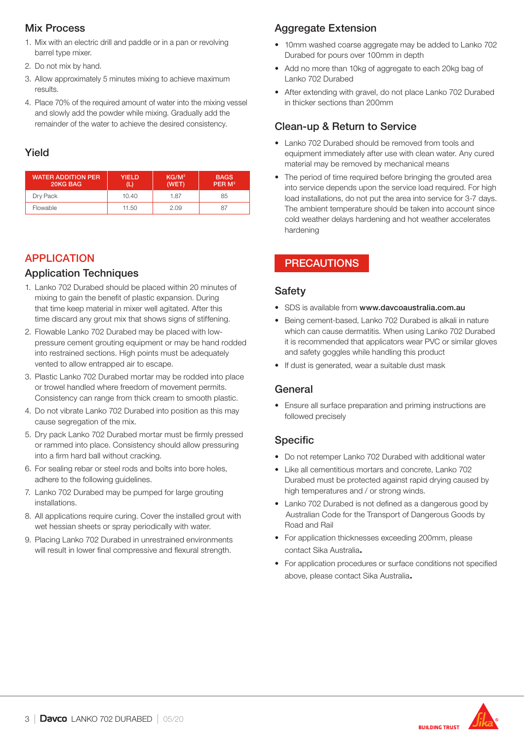## Mix Process

1. Mix with an electric drill and paddle or in a pan or revolving barrel type mixer.
2. Do not mix by hand.
3. Allow approximately 5 minutes mixing to achieve maximum results.
4. Place 70% of the required amount of water into the mixing vessel and slowly add the powder while mixing. Gradually add the remainder of the water to achieve the desired consistency.

## Yield

| WATER ADDITION PER 20KG BAG | YIELD (L) | KG/M³ (WET) | BAGS PER M³ |
|---|---|---|---|
| Dry Pack | 10.40 | 1.87 | 85 |
| Flowable | 11.50 | 2.09 | 87 |

# APPLICATION

## Application Techniques

1. Lanko 702 Durabed should be placed within 20 minutes of mixing to gain the benefit of plastic expansion. During that time keep material in mixer well agitated. After this time discard any grout mix that shows signs of stiffening.
2. Flowable Lanko 702 Durabed may be placed with low-pressure cement grouting equipment or may be hand rodded into restrained sections. High points must be adequately vented to allow entrapped air to escape.
3. Plastic Lanko 702 Durabed mortar may be rodded into place or trowel handled where freedom of movement permits. Consistency can range from thick cream to smooth plastic.
4. Do not vibrate Lanko 702 Durabed into position as this may cause segregation of the mix.
5. Dry pack Lanko 702 Durabed mortar must be firmly pressed or rammed into place. Consistency should allow pressuring into a firm hard ball without cracking.
6. For sealing rebar or steel rods and bolts into bore holes, adhere to the following guidelines.
7. Lanko 702 Durabed may be pumped for large grouting installations.
8. All applications require curing. Cover the installed grout with wet hessian sheets or spray periodically with water.
9. Placing Lanko 702 Durabed in unrestrained environments will result in lower final compressive and flexural strength.

## Aggregate Extension

- 10mm washed coarse aggregate may be added to Lanko 702 Durabed for pours over 100mm in depth
- Add no more than 10kg of aggregate to each 20kg bag of Lanko 702 Durabed
- After extending with gravel, do not place Lanko 702 Durabed in thicker sections than 200mm

## Clean-up & Return to Service

- Lanko 702 Durabed should be removed from tools and equipment immediately after use with clean water. Any cured material may be removed by mechanical means
- The period of time required before bringing the grouted area into service depends upon the service load required. For high load installations, do not put the area into service for 3-7 days. The ambient temperature should be taken into account since cold weather delays hardening and hot weather accelerates hardening

# PRECAUTIONS

## Safety

- SDS is available from **www.davcoaustralia.com.au**
- Being cement-based, Lanko 702 Durabed is alkali in nature which can cause dermatitis. When using Lanko 702 Durabed it is recommended that applicators wear PVC or similar gloves and safety goggles while handling this product
- If dust is generated, wear a suitable dust mask

## General

- Ensure all surface preparation and priming instructions are followed precisely

## Specific

- Do not retemper Lanko 702 Durabed with additional water
- Like all cementitious mortars and concrete, Lanko 702 Durabed must be protected against rapid drying caused by high temperatures and / or strong winds.
- Lanko 702 Durabed is not defined as a dangerous good by Australian Code for the Transport of Dangerous Goods by Road and Rail
- For application thicknesses exceeding 200mm, please contact Sika Australia.
- For application procedures or surface conditions not specified above, please contact Sika Australia.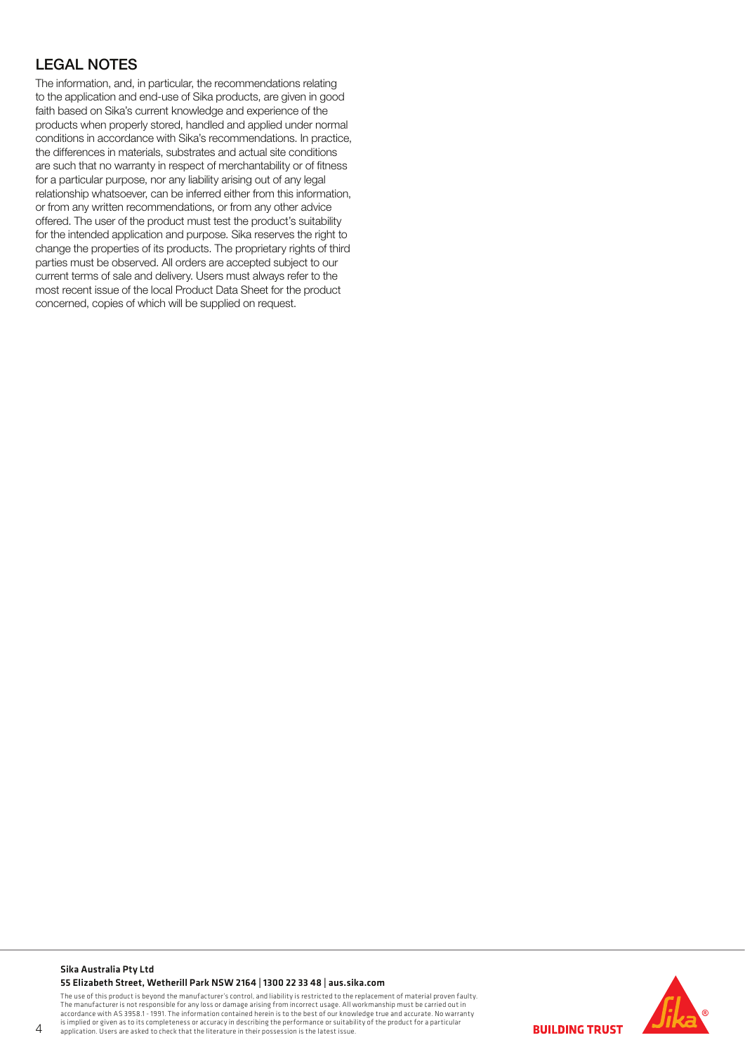## LEGAL NOTES

The information, and, in particular, the recommendations relating to the application and end-use of Sika products, are given in good faith based on Sika's current knowledge and experience of the products when properly stored, handled and applied under normal conditions in accordance with Sika's recommendations. In practice, the differences in materials, substrates and actual site conditions are such that no warranty in respect of merchantability or of fitness for a particular purpose, nor any liability arising out of any legal relationship whatsoever, can be inferred either from this information, or from any written recommendations, or from any other advice offered. The user of the product must test the product's suitability for the intended application and purpose. Sika reserves the right to change the properties of its products. The proprietary rights of third parties must be observed. All orders are accepted subject to our current terms of sale and delivery. Users must always refer to the most recent issue of the local Product Data Sheet for the product concerned, copies of which will be supplied on request.

**Sika Australia Pty Ltd**

**55 Elizabeth Street, Wetherill Park NSW 2164 | 1300 22 33 48 | aus.sika.com**

The use of this product is beyond the manufacturer's control, and liability is restricted to the replacement of material proven faulty. The manufacturer is not responsible for any loss or damage arising from incorrect usage. All workmanship must be carried out in accordance with AS 3958.1 - 1991. The information contained herein is to the best of our knowledge true and accurate. No warranty is implied or given as to its completeness or accuracy in describing the performance or suitability of the product for a particular application. Users are asked to check that the literature in their possession is the latest issue.

**BUILDING TRUST**